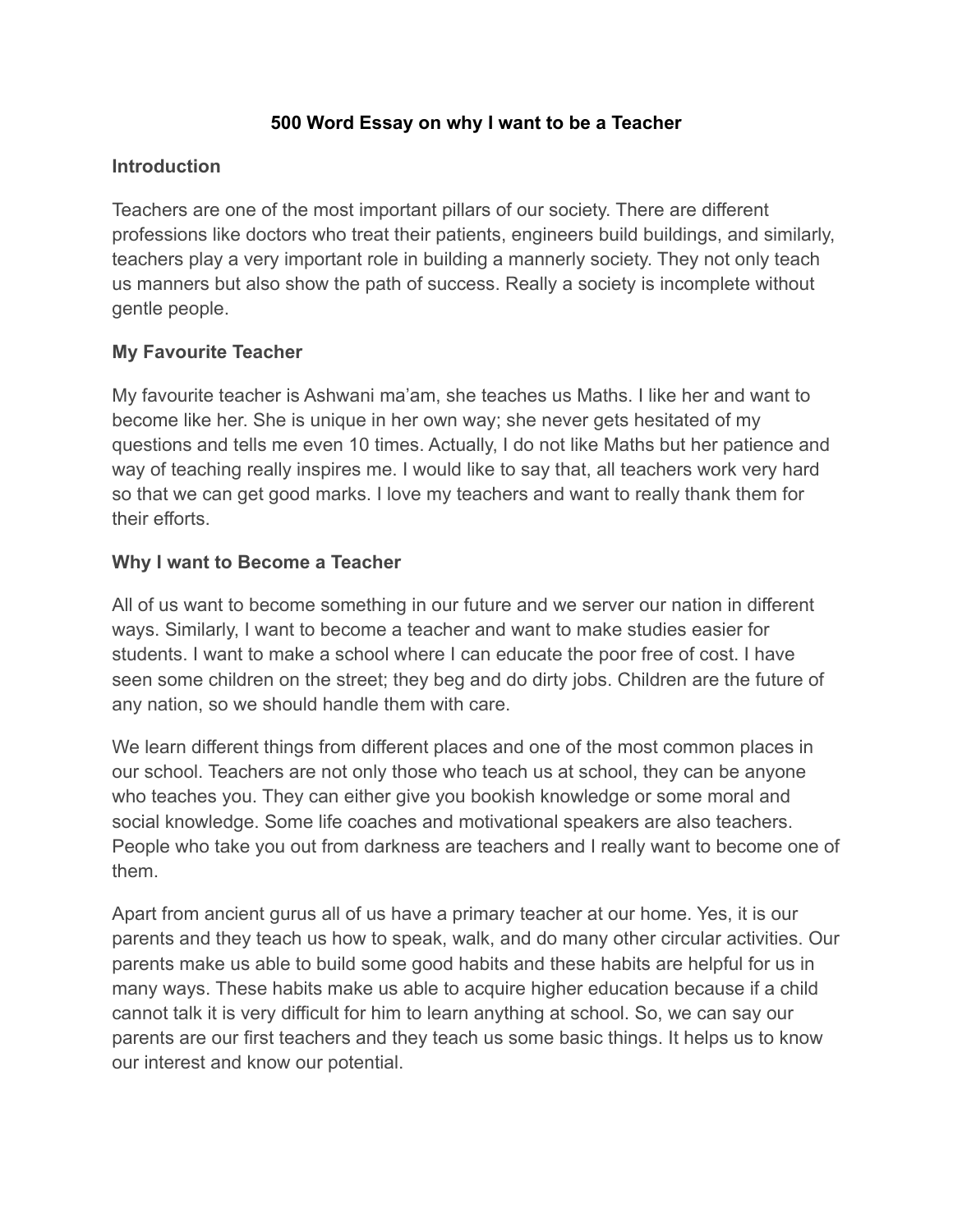# 500 Word Essay on why I want to be a Teacher

## Introduction

Teachers are one of the most important pillars of our society. There are different professions like doctors who treat their patients, engineers build buildings, and similarly, teachers play a very important role in building a mannerly society. They not only teach us manners but also show the path of success. Really a society is incomplete without gentle people.

## My Favourite Teacher

My favourite teacher is Ashwani ma'am, she teaches us Maths. I like her and want to become like her. She is unique in her own way; she never gets hesitated of my questions and tells me even 10 times. Actually, I do not like Maths but her patience and way of teaching really inspires me. I would like to say that, all teachers work very hard so that we can get good marks. I love my teachers and want to really thank them for their efforts.

## Why I want to Become a Teacher

All of us want to become something in our future and we server our nation in different ways. Similarly, I want to become a teacher and want to make studies easier for students. I want to make a school where I can educate the poor free of cost. I have seen some children on the street; they beg and do dirty jobs. Children are the future of any nation, so we should handle them with care.

We learn different things from different places and one of the most common places in our school. Teachers are not only those who teach us at school, they can be anyone who teaches you. They can either give you bookish knowledge or some moral and social knowledge. Some life coaches and motivational speakers are also teachers. People who take you out from darkness are teachers and I really want to become one of them.

Apart from ancient gurus all of us have a primary teacher at our home. Yes, it is our parents and they teach us how to speak, walk, and do many other circular activities. Our parents make us able to build some good habits and these habits are helpful for us in many ways. These habits make us able to acquire higher education because if a child cannot talk it is very difficult for him to learn anything at school. So, we can say our parents are our first teachers and they teach us some basic things. It helps us to know our interest and know our potential.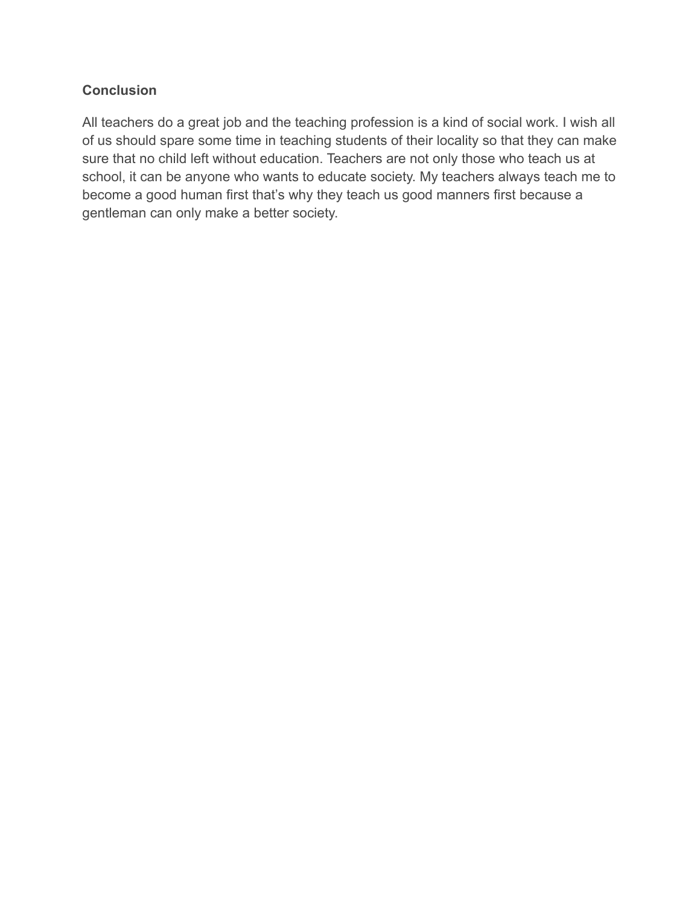**Conclusion**

All teachers do a great job and the teaching profession is a kind of social work. I wish all of us should spare some time in teaching students of their locality so that they can make sure that no child left without education. Teachers are not only those who teach us at school, it can be anyone who wants to educate society. My teachers always teach me to become a good human first that's why they teach us good manners first because a gentleman can only make a better society.